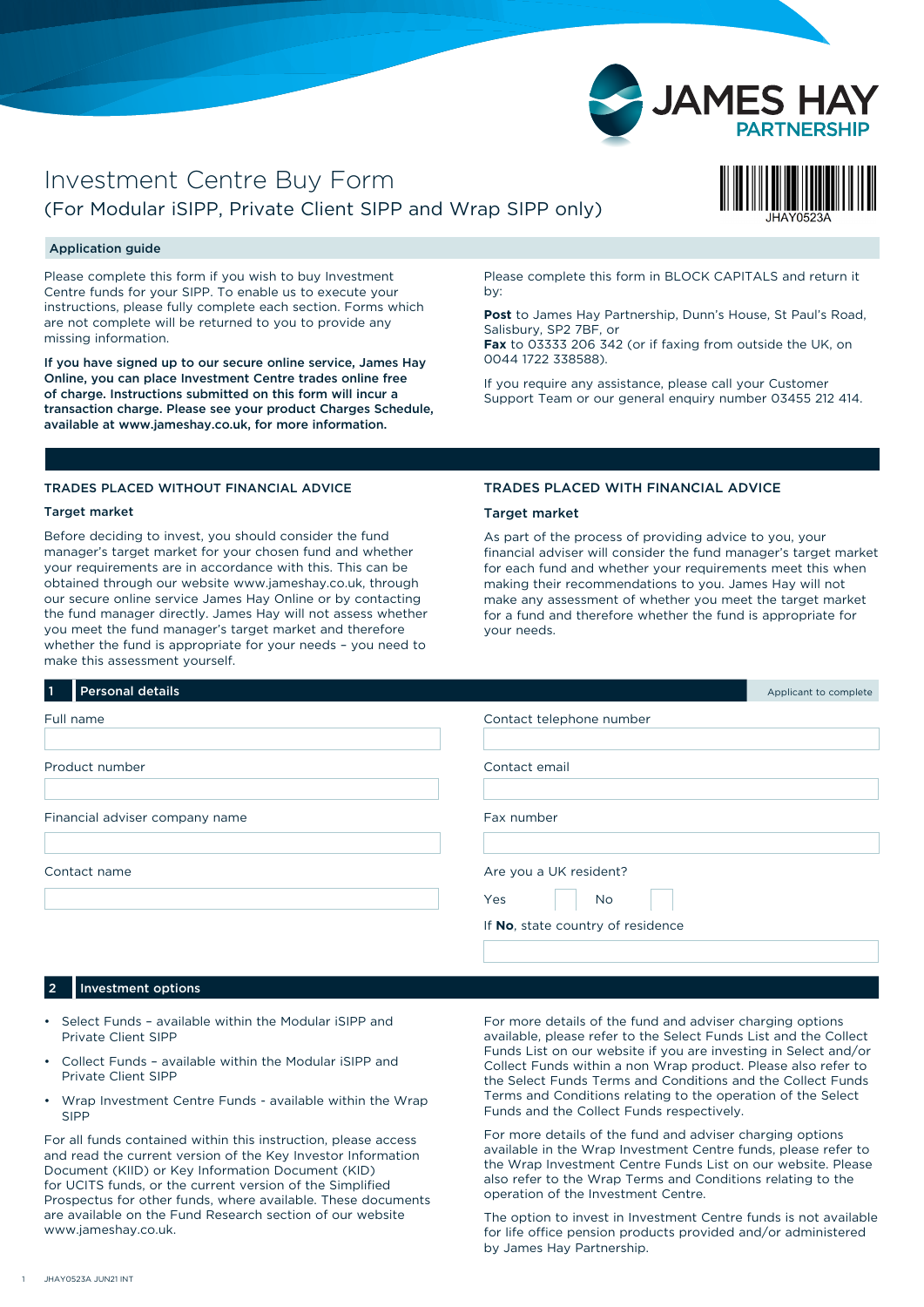# Investment Centre Buy Form

## (For Modular iSIPP, Private Client SIPP and Wrap SIPP only)

JHAY0523A

### Application guide

Please complete this form if you wish to buy Investment Centre funds for your SIPP. To enable us to execute your instructions, please fully complete each section. Forms which are not complete will be returned to you to provide any missing information.

**If you have signed up to our secure online service, James Hay Online, you can place Investment Centre trades online free of charge. Instructions submitted on this form will incur a transaction charge. Please see your product Charges Schedule, available at www.jameshay.co.uk, for more information.**

Please complete this form in BLOCK CAPITALS and return it by:

**Post** to James Hay Partnership, Dunn's House, St Paul's Road, Salisbury, SP2 7BF, or
**Fax** to 03333 206 342 (or if faxing from outside the UK, on 0044 1722 338588).

If you require any assistance, please call your Customer Support Team or our general enquiry number 03455 212 414.

### TRADES PLACED WITHOUT FINANCIAL ADVICE

**Target market**

Before deciding to invest, you should consider the fund manager's target market for your chosen fund and whether your requirements are in accordance with this. This can be obtained through our website www.jameshay.co.uk, through our secure online service James Hay Online or by contacting the fund manager directly. James Hay will not assess whether you meet the fund manager's target market and therefore whether the fund is appropriate for your needs – you need to make this assessment yourself.

### TRADES PLACED WITH FINANCIAL ADVICE

**Target market**

As part of the process of providing advice to you, your financial adviser will consider the fund manager's target market for each fund and whether your requirements meet this when making their recommendations to you. James Hay will not make any assessment of whether you meet the target market for a fund and therefore whether the fund is appropriate for your needs.

## 1 Personal details

Applicant to complete

Full name

Product number

Financial adviser company name

Contact name

Contact telephone number

Contact email

Fax number

Are you a UK resident?

Yes ☐ No ☐

If **No**, state country of residence

## 2 Investment options

- Select Funds – available within the Modular iSIPP and Private Client SIPP
- Collect Funds – available within the Modular iSIPP and Private Client SIPP
- Wrap Investment Centre Funds - available within the Wrap SIPP

For all funds contained within this instruction, please access and read the current version of the Key Investor Information Document (KIID) or Key Information Document (KID) for UCITS funds, or the current version of the Simplified Prospectus for other funds, where available. These documents are available on the Fund Research section of our website www.jameshay.co.uk.

For more details of the fund and adviser charging options available, please refer to the Select Funds List and the Collect Funds List on our website if you are investing in Select and/or Collect Funds within a non Wrap product. Please also refer to the Select Funds Terms and Conditions and the Collect Funds Terms and Conditions relating to the operation of the Select Funds and the Collect Funds respectively.

For more details of the fund and adviser charging options available in the Wrap Investment Centre funds, please refer to the Wrap Investment Centre Funds List on our website. Please also refer to the Wrap Terms and Conditions relating to the operation of the Investment Centre.

The option to invest in Investment Centre funds is not available for life office pension products provided and/or administered by James Hay Partnership.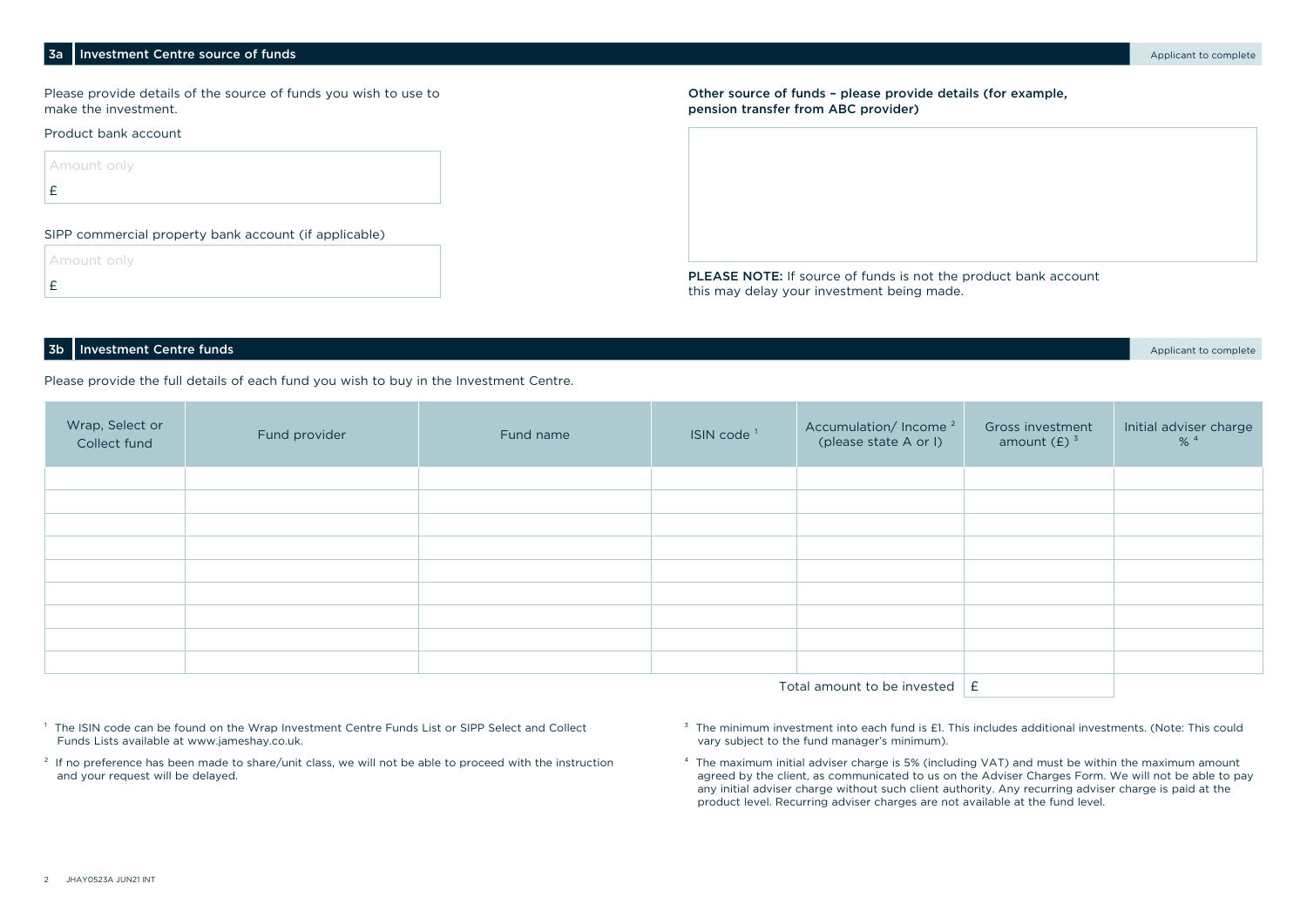## 3a Investment Centre source of funds

Applicant to complete

Please provide details of the source of funds you wish to use to make the investment.

Product bank account

Amount only

£

SIPP commercial property bank account (if applicable)

Amount only

£

**Other source of funds – please provide details (for example, pension transfer from ABC provider)**

**PLEASE NOTE:** If source of funds is not the product bank account this may delay your investment being made.

## 3b Investment Centre funds

Applicant to complete

Please provide the full details of each fund you wish to buy in the Investment Centre.

| Wrap, Select or Collect fund | Fund provider | Fund name | ISIN code [1] | Accumulation/ Income [2] (please state A or I) | Gross investment amount (£) [3] | Initial adviser charge % [4] |
|---|---|---|---|---|---|---|
| | | | | | | |
| | | | | | | |
| | | | | | | |
| | | | | | | |
| | | | | | | |
| | | | | | | |
| | | | | | | |
| | | | | | | |
| | | | | | | |
| | | | | Total amount to be invested | £ | |

[1] The ISIN code can be found on the Wrap Investment Centre Funds List or SIPP Select and Collect Funds Lists available at www.jameshay.co.uk.

[2] If no preference has been made to share/unit class, we will not be able to proceed with the instruction and your request will be delayed.

[3] The minimum investment into each fund is £1. This includes additional investments. (Note: This could vary subject to the fund manager's minimum).

[4] The maximum initial adviser charge is 5% (including VAT) and must be within the maximum amount agreed by the client, as communicated to us on the Adviser Charges Form. We will not be able to pay any initial adviser charge without such client authority. Any recurring adviser charge is paid at the product level. Recurring adviser charges are not available at the fund level.

JHAY0523A JUN21 INT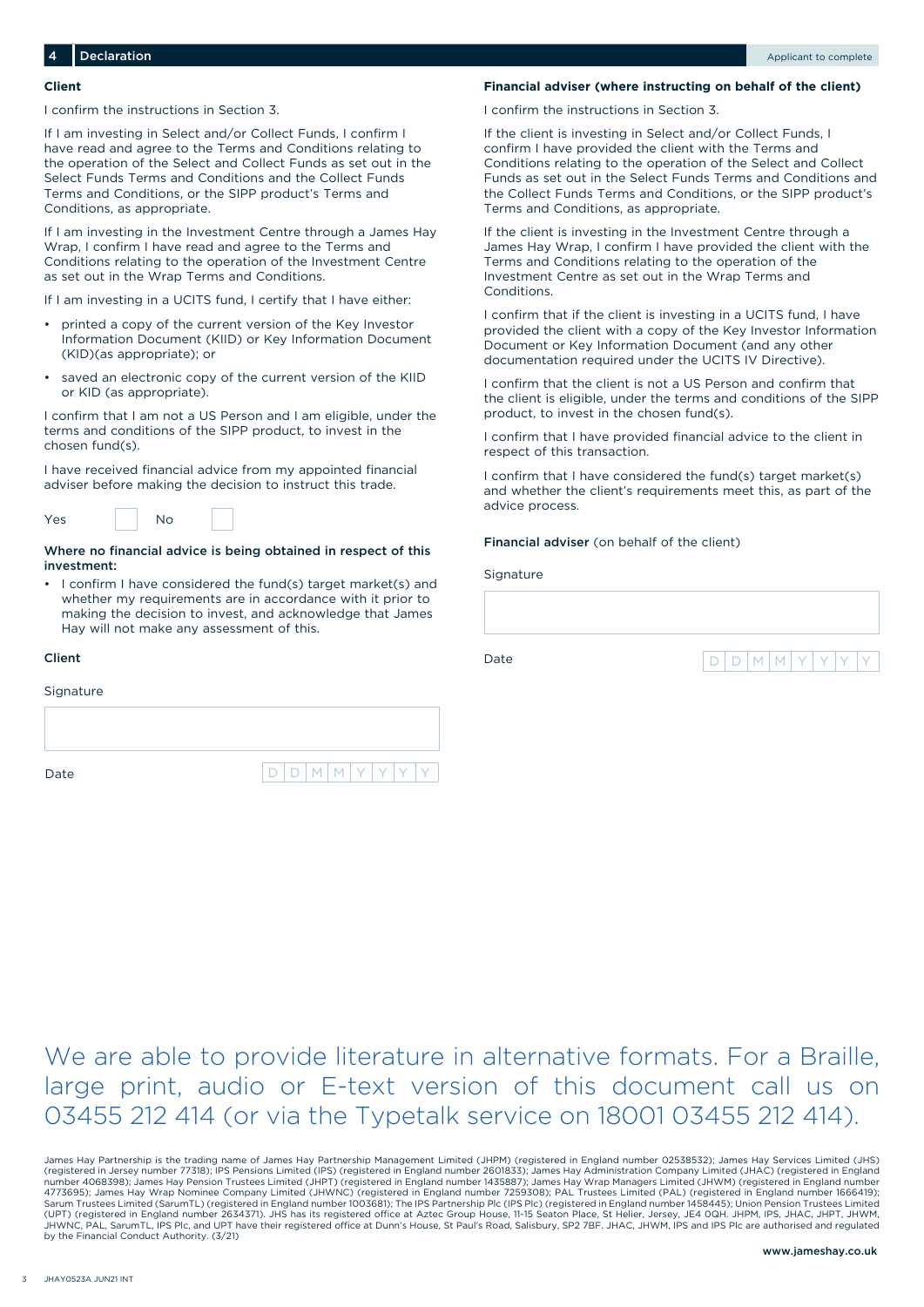## 4 Declaration

Applicant to complete

**Client**

I confirm the instructions in Section 3.

If I am investing in Select and/or Collect Funds, I confirm I have read and agree to the Terms and Conditions relating to the operation of the Select and Collect Funds as set out in the Select Funds Terms and Conditions and the Collect Funds Terms and Conditions, or the SIPP product's Terms and Conditions, as appropriate.

If I am investing in the Investment Centre through a James Hay Wrap, I confirm I have read and agree to the Terms and Conditions relating to the operation of the Investment Centre as set out in the Wrap Terms and Conditions.

If I am investing in a UCITS fund, I certify that I have either:

- printed a copy of the current version of the Key Investor Information Document (KIID) or Key Information Document (KID)(as appropriate); or
- saved an electronic copy of the current version of the KIID or KID (as appropriate).

I confirm that I am not a US Person and I am eligible, under the terms and conditions of the SIPP product, to invest in the chosen fund(s).

I have received financial advice from my appointed financial adviser before making the decision to instruct this trade.

Yes ☐ No ☐

**Where no financial advice is being obtained in respect of this investment:**

- I confirm I have considered the fund(s) target market(s) and whether my requirements are in accordance with it prior to making the decision to invest, and acknowledge that James Hay will not make any assessment of this.

**Client**

Signature

Date D D M M Y Y Y Y

**Financial adviser (where instructing on behalf of the client)**

I confirm the instructions in Section 3.

If the client is investing in Select and/or Collect Funds, I confirm I have provided the client with the Terms and Conditions relating to the operation of the Select and Collect Funds as set out in the Select Funds Terms and Conditions and the Collect Funds Terms and Conditions, or the SIPP product's Terms and Conditions, as appropriate.

If the client is investing in the Investment Centre through a James Hay Wrap, I confirm I have provided the client with the Terms and Conditions relating to the operation of the Investment Centre as set out in the Wrap Terms and Conditions.

I confirm that if the client is investing in a UCITS fund, I have provided the client with a copy of the Key Investor Information Document or Key Information Document (and any other documentation required under the UCITS IV Directive).

I confirm that the client is not a US Person and confirm that the client is eligible, under the terms and conditions of the SIPP product, to invest in the chosen fund(s).

I confirm that I have provided financial advice to the client in respect of this transaction.

I confirm that I have considered the fund(s) target market(s) and whether the client's requirements meet this, as part of the advice process.

**Financial adviser** (on behalf of the client)

Signature

Date D D M M Y Y Y Y

We are able to provide literature in alternative formats. For a Braille, large print, audio or E-text version of this document call us on 03455 212 414 (or via the Typetalk service on 18001 03455 212 414).

James Hay Partnership is the trading name of James Hay Partnership Management Limited (JHPM) (registered in England number 02538532); James Hay Services Limited (JHS) (registered in Jersey number 77318); IPS Pensions Limited (IPS) (registered in England number 2601833); James Hay Administration Company Limited (JHAC) (registered in England number 4068398); James Hay Pension Trustees Limited (JHPT) (registered in England number 1435887); James Hay Wrap Managers Limited (JHWM) (registered in England number 4773695); James Hay Wrap Nominee Company Limited (JHWNC) (registered in England number 7259308); PAL Trustees Limited (PAL) (registered in England number 1666419); Sarum Trustees Limited (SarumTL) (registered in England number 1003681); The IPS Partnership Plc (IPS Plc) (registered in England number 1458445); Union Pension Trustees Limited (UPT) (registered in England number 2634371). JHS has its registered office at Aztec Group House, 11-15 Seaton Place, St Helier, Jersey, JE4 0QH. JHPM, IPS, JHAC, JHPT, JHWM, JHWNC, PAL, SarumTL, IPS Plc, and UPT have their registered office at Dunn's House, St Paul's Road, Salisbury, SP2 7BF. JHAC, JHWM, IPS and IPS Plc are authorised and regulated by the Financial Conduct Authority. (3/21)

www.jameshay.co.uk

JHAY0523A JUN21 INT